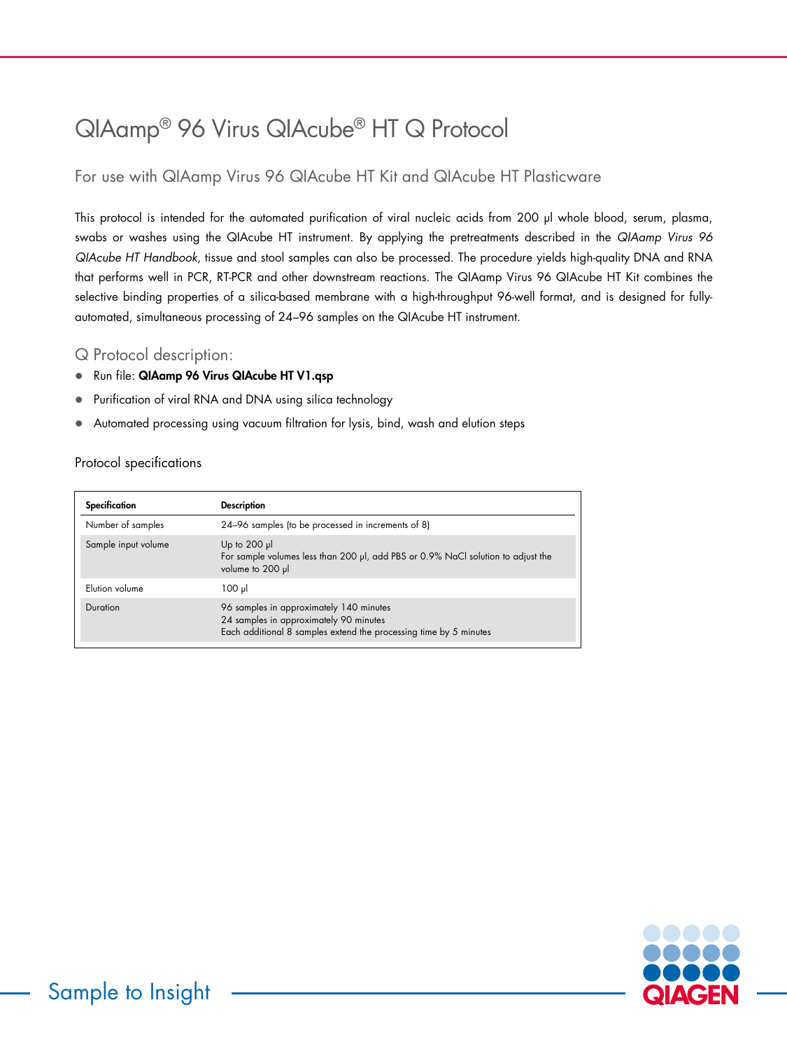# QIAamp® 96 Virus QIAcube® HT Q Protocol

## For use with QIAamp Virus 96 QIAcube HT Kit and QIAcube HT Plasticware

This protocol is intended for the automated purification of viral nucleic acids from 200 µl whole blood, serum, plasma, swabs or washes using the QIAcube HT instrument. By applying the pretreatments described in the *QIAmp Virus 96 QIAcube HT Handbook*, tissue and stool samples can also be processed. The procedure yields high-quality DNA and RNA that performs well in PCR, RT-PCR and other downstream reactions. The QIAamp Virus 96 QIAcube HT Kit combines the selective binding properties of a silica-based membrane with a high-throughput 96-well format, and is designed for fully-automated, simultaneous processing of 24–96 samples on the QIAcube HT instrument.

## Q Protocol description:

- Run file: **QIAamp 96 Virus QIAcube HT V1.qsp**
- Purification of viral RNA and DNA using silica technology
- Automated processing using vacuum filtration for lysis, bind, wash and elution steps

### Protocol specifications

| Specification | Description |
|---|---|
| Number of samples | 24–96 samples (to be processed in increments of 8) |
| Sample input volume | Up to 200 µl<br>For sample volumes less than 200 µl, add PBS or 0.9% NaCl solution to adjust the volume to 200 µl |
| Elution volume | 100 µl |
| Duration | 96 samples in approximately 140 minutes<br>24 samples in approximately 90 minutes<br>Each additional 8 samples extend the processing time by 5 minutes |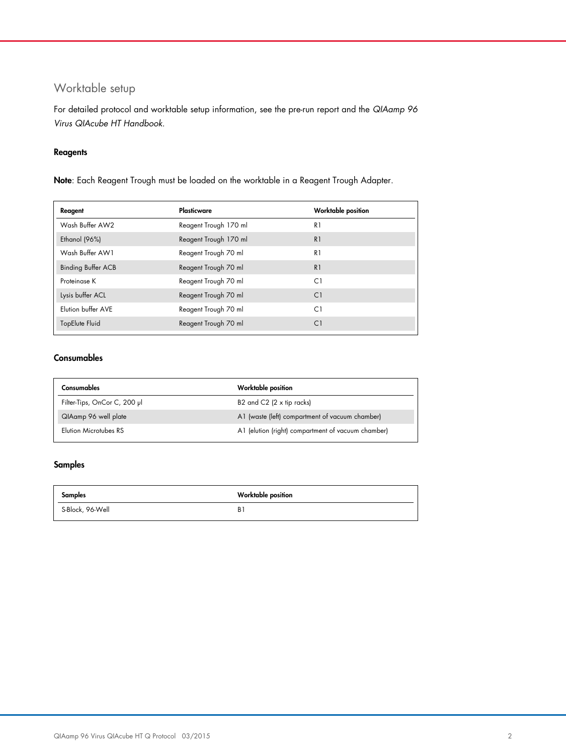## Worktable setup

For detailed protocol and worktable setup information, see the pre-run report and the *QIAamp 96 Virus QIAcube HT Handbook*.

### Reagents

**Note**: Each Reagent Trough must be loaded on the worktable in a Reagent Trough Adapter.

| Reagent | Plasticware | Worktable position |
| --- | --- | --- |
| Wash Buffer AW2 | Reagent Trough 170 ml | R1 |
| Ethanol (96%) | Reagent Trough 170 ml | R1 |
| Wash Buffer AW1 | Reagent Trough 70 ml | R1 |
| Binding Buffer ACB | Reagent Trough 70 ml | R1 |
| Proteinase K | Reagent Trough 70 ml | C1 |
| Lysis buffer ACL | Reagent Trough 70 ml | C1 |
| Elution buffer AVE | Reagent Trough 70 ml | C1 |
| TopElute Fluid | Reagent Trough 70 ml | C1 |

### Consumables

| Consumables | Worktable position |
| --- | --- |
| Filter-Tips, OnCor C, 200 µl | B2 and C2 (2 x tip racks) |
| QIAamp 96 well plate | A1 (waste (left) compartment of vacuum chamber) |
| Elution Microtubes RS | A1 (elution (right) compartment of vacuum chamber) |

### Samples

| Samples | Worktable position |
| --- | --- |
| S-Block, 96-Well | B1 |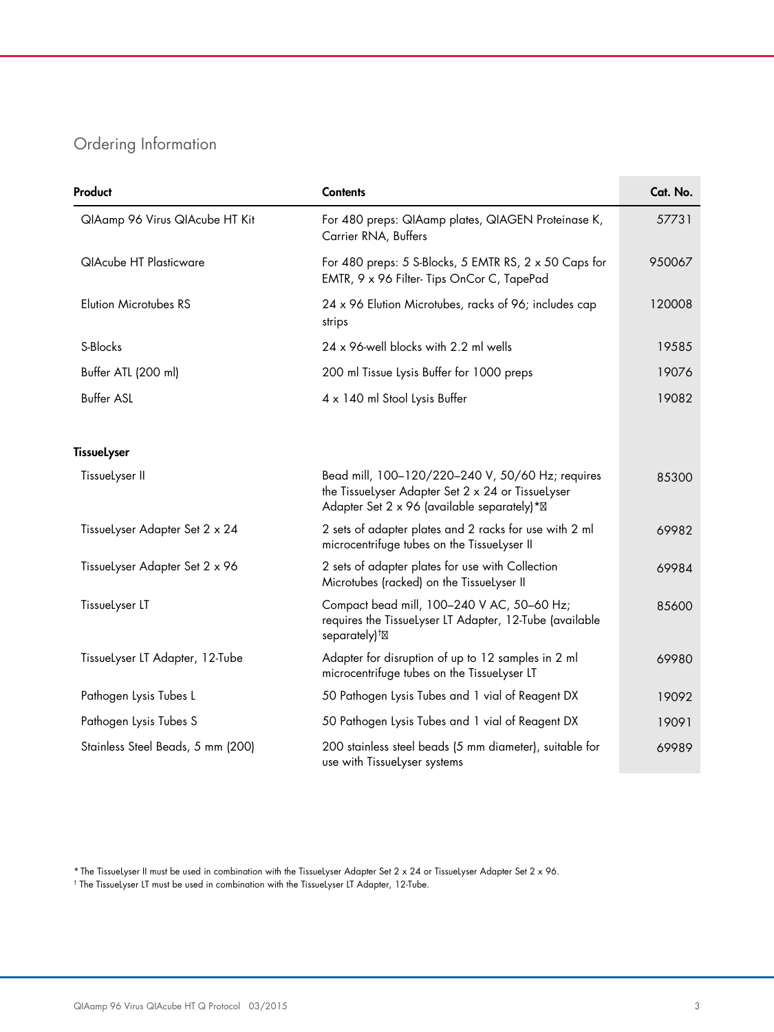## Ordering Information

| Product | Contents | Cat. No. |
|---|---|---|
| QIAamp 96 Virus QIAcube HT Kit | For 480 preps: QIAamp plates, QIAGEN Proteinase K, Carrier RNA, Buffers | 57731 |
| QIAcube HT Plasticware | For 480 preps: 5 S-Blocks, 5 EMTR RS, 2 x 50 Caps for EMTR, 9 x 96 Filter- Tips OnCor C, TapePad | 950067 |
| Elution Microtubes RS | 24 x 96 Elution Microtubes, racks of 96; includes cap strips | 120008 |
| S-Blocks | 24 x 96-well blocks with 2.2 ml wells | 19585 |
| Buffer ATL (200 ml) | 200 ml Tissue Lysis Buffer for 1000 preps | 19076 |
| Buffer ASL | 4 x 140 ml Stool Lysis Buffer | 19082 |
| **TissueLyser** | | |
| TissueLyser II | Bead mill, 100–120/220–240 V, 50/60 Hz; requires the TissueLyser Adapter Set 2 x 24 or TissueLyser Adapter Set 2 x 96 (available separately)* | 85300 |
| TissueLyser Adapter Set 2 x 24 | 2 sets of adapter plates and 2 racks for use with 2 ml microcentrifuge tubes on the TissueLyser II | 69982 |
| TissueLyser Adapter Set 2 x 96 | 2 sets of adapter plates for use with Collection Microtubes (racked) on the TissueLyser II | 69984 |
| TissueLyser LT | Compact bead mill, 100–240 V AC, 50–60 Hz; requires the TissueLyser LT Adapter, 12-Tube (available separately)† | 85600 |
| TissueLyser LT Adapter, 12-Tube | Adapter for disruption of up to 12 samples in 2 ml microcentrifuge tubes on the TissueLyser LT | 69980 |
| Pathogen Lysis Tubes L | 50 Pathogen Lysis Tubes and 1 vial of Reagent DX | 19092 |
| Pathogen Lysis Tubes S | 50 Pathogen Lysis Tubes and 1 vial of Reagent DX | 19091 |
| Stainless Steel Beads, 5 mm (200) | 200 stainless steel beads (5 mm diameter), suitable for use with TissueLyser systems | 69989 |

* The TissueLyser II must be used in combination with the TissueLyser Adapter Set 2 x 24 or TissueLyser Adapter Set 2 x 96.
† The TissueLyser LT must be used in combination with the TissueLyser LT Adapter, 12-Tube.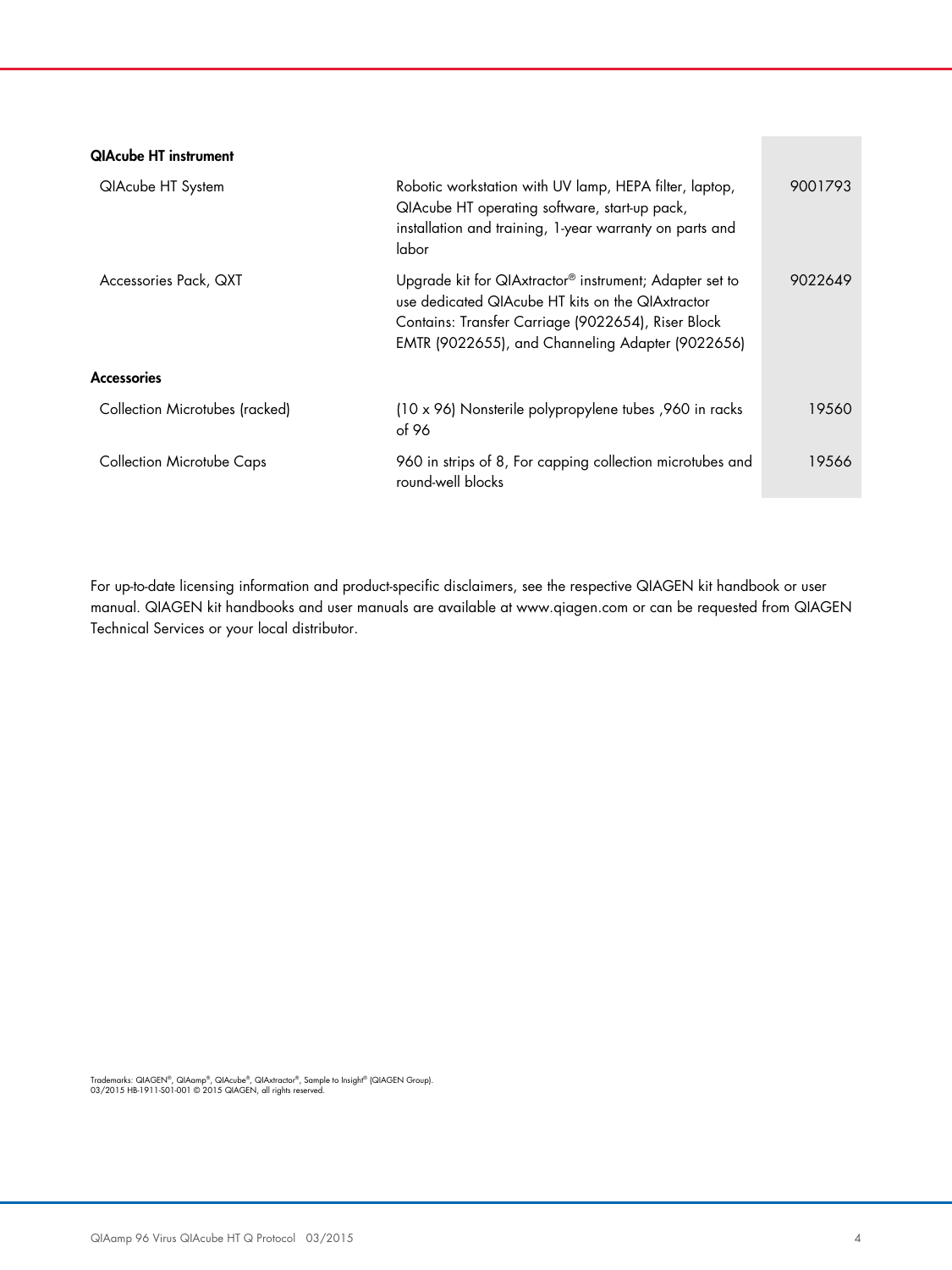| | | |
|---|---|---|
| **QIAcube HT instrument** | | |
| QIAcube HT System | Robotic workstation with UV lamp, HEPA filter, laptop, QIAcube HT operating software, start-up pack, installation and training, 1-year warranty on parts and labor | 9001793 |
| Accessories Pack, QXT | Upgrade kit for QIAxtractor® instrument; Adapter set to use dedicated QIAcube HT kits on the QIAxtractor Contains: Transfer Carriage (9022654), Riser Block EMTR (9022655), and Channeling Adapter (9022656) | 9022649 |
| **Accessories** | | |
| Collection Microtubes (racked) | (10 x 96) Nonsterile polypropylene tubes ,960 in racks of 96 | 19560 |
| Collection Microtube Caps | 960 in strips of 8, For capping collection microtubes and round-well blocks | 19566 |

For up-to-date licensing information and product-specific disclaimers, see the respective QIAGEN kit handbook or user manual. QIAGEN kit handbooks and user manuals are available at www.qiagen.com or can be requested from QIAGEN Technical Services or your local distributor.

Trademarks: QIAGEN®, QIAamp®, QIAcube®, QIAxtractor®, Sample to Insight® (QIAGEN Group).
03/2015 HB-1911-S01-001 © 2015 QIAGEN, all rights reserved.